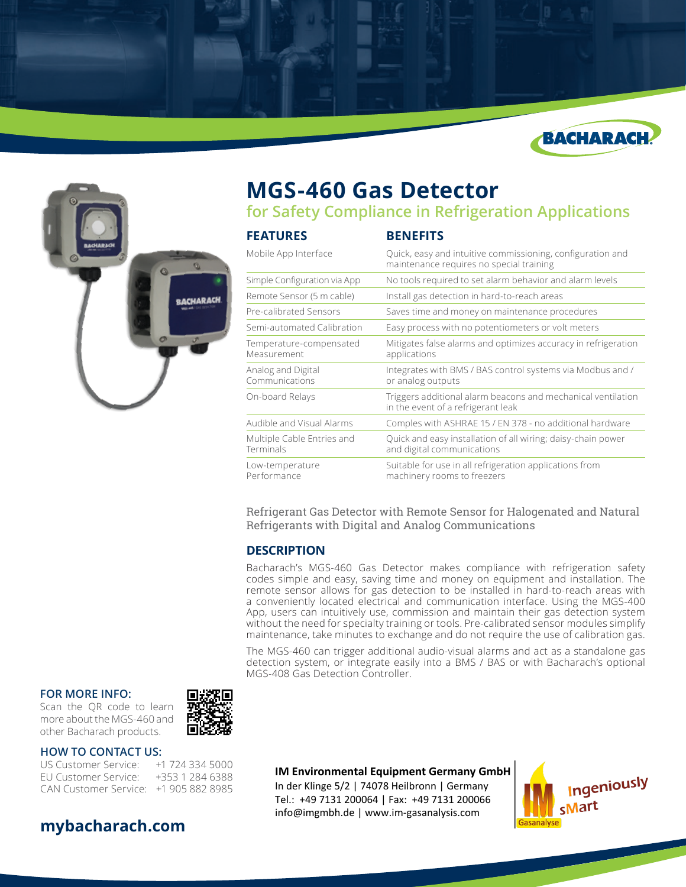# MGS-460 Gas Detector

## for Safety Compliance in Refrigeration Applications

| FEATURES | BENEFITS |
| --- | --- |
| Mobile App Interface | Quick, easy and intuitive commissioning, configuration and maintenance requires no special training |
| Simple Configuration via App | No tools required to set alarm behavior and alarm levels |
| Remote Sensor (5 m cable) | Install gas detection in hard-to-reach areas |
| Pre-calibrated Sensors | Saves time and money on maintenance procedures |
| Semi-automated Calibration | Easy process with no potentiometers or volt meters |
| Temperature-compensated Measurement | Mitigates false alarms and optimizes accuracy in refrigeration applications |
| Analog and Digital Communications | Integrates with BMS / BAS control systems via Modbus and / or analog outputs |
| On-board Relays | Triggers additional alarm beacons and mechanical ventilation in the event of a refrigerant leak |
| Audible and Visual Alarms | Complies with ASHRAE 15 / EN 378 - no additional hardware |
| Multiple Cable Entries and Terminals | Quick and easy installation of all wiring; daisy-chain power and digital communications |
| Low-temperature Performance | Suitable for use in all refrigeration applications from machinery rooms to freezers |

Refrigerant Gas Detector with Remote Sensor for Halogenated and Natural Refrigerants with Digital and Analog Communications

### DESCRIPTION

Bacharach's MGS-460 Gas Detector makes compliance with refrigeration safety codes simple and easy, saving time and money on equipment and installation. The remote sensor allows for gas detection to be installed in hard-to-reach areas with a conveniently located electrical and communication interface. Using the MGS-400 App, users can intuitively use, commission and maintain their gas detection system without the need for specialty training or tools. Pre-calibrated sensor modules simplify maintenance, take minutes to exchange and do not require the use of calibration gas.

The MGS-460 can trigger additional audio-visual alarms and act as a standalone gas detection system, or integrate easily into a BMS / BAS or with Bacharach's optional MGS-408 Gas Detection Controller.

### FOR MORE INFO:

Scan the QR code to learn more about the MGS-460 and other Bacharach products.

### HOW TO CONTACT US:

US Customer Service: +1 724 334 5000
EU Customer Service: +353 1 284 6388
CAN Customer Service: +1 905 882 8985

## mybacharach.com

**IM Environmental Equipment Germany GmbH**
In der Klinge 5/2 | 74078 Heilbronn | Germany
Tel.: +49 7131 200064 | Fax: +49 7131 200066
info@imgmbh.de | www.im-gasanalysis.com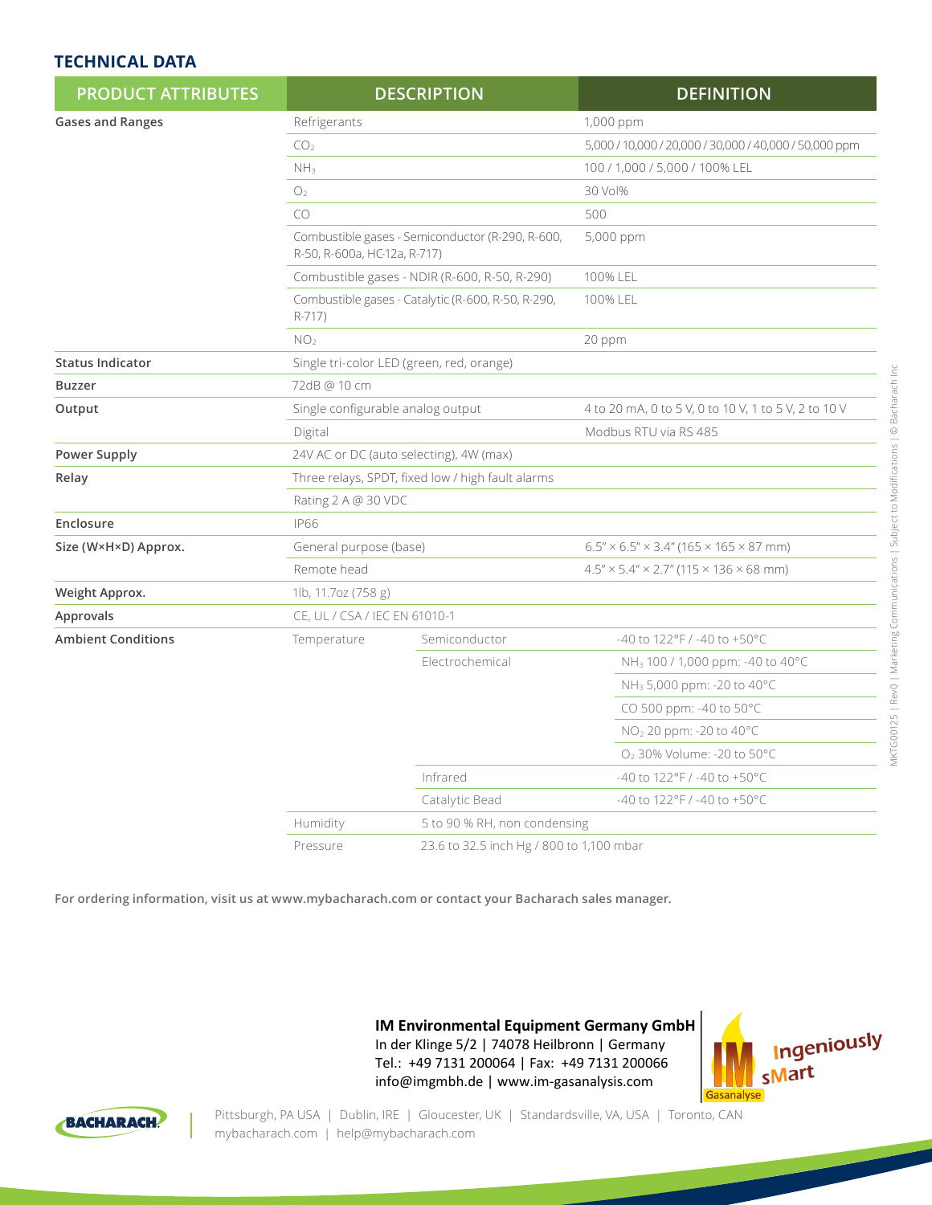## TECHNICAL DATA

| PRODUCT ATTRIBUTES | DESCRIPTION | | DEFINITION |
|---|---|---|---|
| **Gases and Ranges** | Refrigerants | | 1,000 ppm |
| | $CO_2$ | | 5,000 / 10,000 / 20,000 / 30,000 / 40,000 / 50,000 ppm |
| | $NH_3$ | | 100 / 1,000 / 5,000 / 100% LEL |
| | $O_2$ | | 30 Vol% |
| | CO | | 500 |
| | Combustible gases - Semiconductor (R-290, R-600, R-50, R-600a, HC-12a, R-717) | | 5,000 ppm |
| | Combustible gases - NDIR (R-600, R-50, R-290) | | 100% LEL |
| | Combustible gases - Catalytic (R-600, R-50, R-290, R-717) | | 100% LEL |
| | $NO_2$ | | 20 ppm |
| **Status Indicator** | Single tri-color LED (green, red, orange) | | |
| **Buzzer** | 72dB @ 10 cm | | |
| **Output** | Single configurable analog output | | 4 to 20 mA, 0 to 5 V, 0 to 10 V, 1 to 5 V, 2 to 10 V |
| | Digital | | Modbus RTU via RS 485 |
| **Power Supply** | 24V AC or DC (auto selecting), 4W (max) | | |
| **Relay** | Three relays, SPDT, fixed low / high fault alarms | | |
| | Rating 2 A @ 30 VDC | | |
| **Enclosure** | IP66 | | |
| **Size (W×H×D) Approx.** | General purpose (base) | | 6.5″ × 6.5″ × 3.4″ (165 × 165 × 87 mm) |
| | Remote head | | 4.5″ × 5.4″ × 2.7″ (115 × 136 × 68 mm) |
| **Weight Approx.** | 1lb, 11.7oz (758 g) | | |
| **Approvals** | CE, UL / CSA / IEC EN 61010-1 | | |
| **Ambient Conditions** | Temperature | Semiconductor | -40 to 122°F / -40 to +50°C |
| | | Electrochemical | $NH_3$ 100 / 1,000 ppm: -40 to 40°C |
| | | | $NH_3$ 5,000 ppm: -20 to 40°C |
| | | | CO 500 ppm: -40 to 50°C |
| | | | $NO_2$ 20 ppm: -20 to 40°C |
| | | | $O_2$ 30% Volume: -20 to 50°C |
| | | Infrared | -40 to 122°F / -40 to +50°C |
| | | Catalytic Bead | -40 to 122°F / -40 to +50°C |
| | Humidity | 5 to 90 % RH, non condensing | |
| | Pressure | 23.6 to 32.5 inch Hg / 800 to 1,100 mbar | |

**For ordering information, visit us at www.mybacharach.com or contact your Bacharach sales manager.**

**IM Environmental Equipment Germany GmbH**
In der Klinge 5/2 | 74078 Heilbronn | Germany
Tel.: +49 7131 200064 | Fax: +49 7131 200066
info@imgmbh.de | www.im-gasanalysis.com

Ingeniously sMart

Gasanalyse

BACHARACH

Pittsburgh, PA USA | Dublin, IRE | Gloucester, UK | Standardsville, VA, USA | Toronto, CAN
mybacharach.com | help@mybacharach.com

MKTG00125 | Rev0 | Marketing Communications | Subject to Modifications | © Bacharach Inc